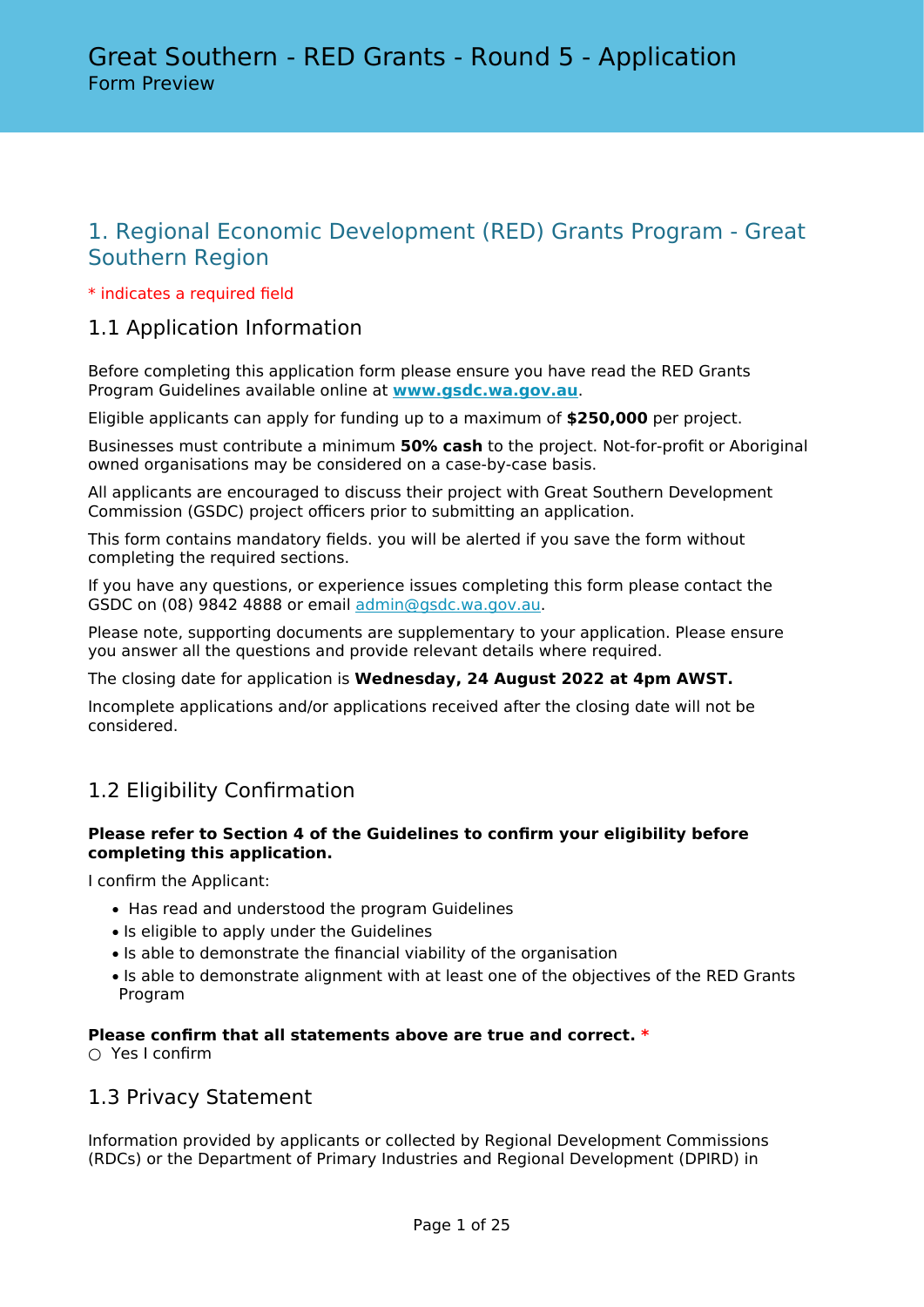# Great Southern - RED Grants - Round 5 - Application

Form Preview

## 1. Regional Economic Development (RED) Grants Program - Great Southern Region

\* indicates a required field

### 1.1 Application Information

Before completing this application form please ensure you have read the RED Grants Program Guidelines available online at **[www.gsdc.wa.gov.au](http://www.gsdc.wa.gov.au)**.

Eligible applicants can apply for funding up to a maximum of **$250,000** per project.

Businesses must contribute a minimum **50% cash** to the project. Not-for-profit or Aboriginal owned organisations may be considered on a case-by-case basis.

All applicants are encouraged to discuss their project with Great Southern Development Commission (GSDC) project officers prior to submitting an application.

This form contains mandatory fields. you will be alerted if you save the form without completing the required sections.

If you have any questions, or experience issues completing this form please contact the GSDC on (08) 9842 4888 or email [admin@gsdc.wa.gov.au](mailto:admin@gsdc.wa.gov.au).

Please note, supporting documents are supplementary to your application. Please ensure you answer all the questions and provide relevant details where required.

The closing date for application is **Wednesday, 24 August 2022 at 4pm AWST.**

Incomplete applications and/or applications received after the closing date will not be considered.

### 1.2 Eligibility Confirmation

**Please refer to Section 4 of the Guidelines to confirm your eligibility before completing this application.**

I confirm the Applicant:

- Has read and understood the program Guidelines
- Is eligible to apply under the Guidelines
- Is able to demonstrate the financial viability of the organisation
- Is able to demonstrate alignment with at least one of the objectives of the RED Grants Program

**Please confirm that all statements above are true and correct.** *

○ Yes I confirm

### 1.3 Privacy Statement

Information provided by applicants or collected by Regional Development Commissions (RDCs) or the Department of Primary Industries and Regional Development (DPIRD) in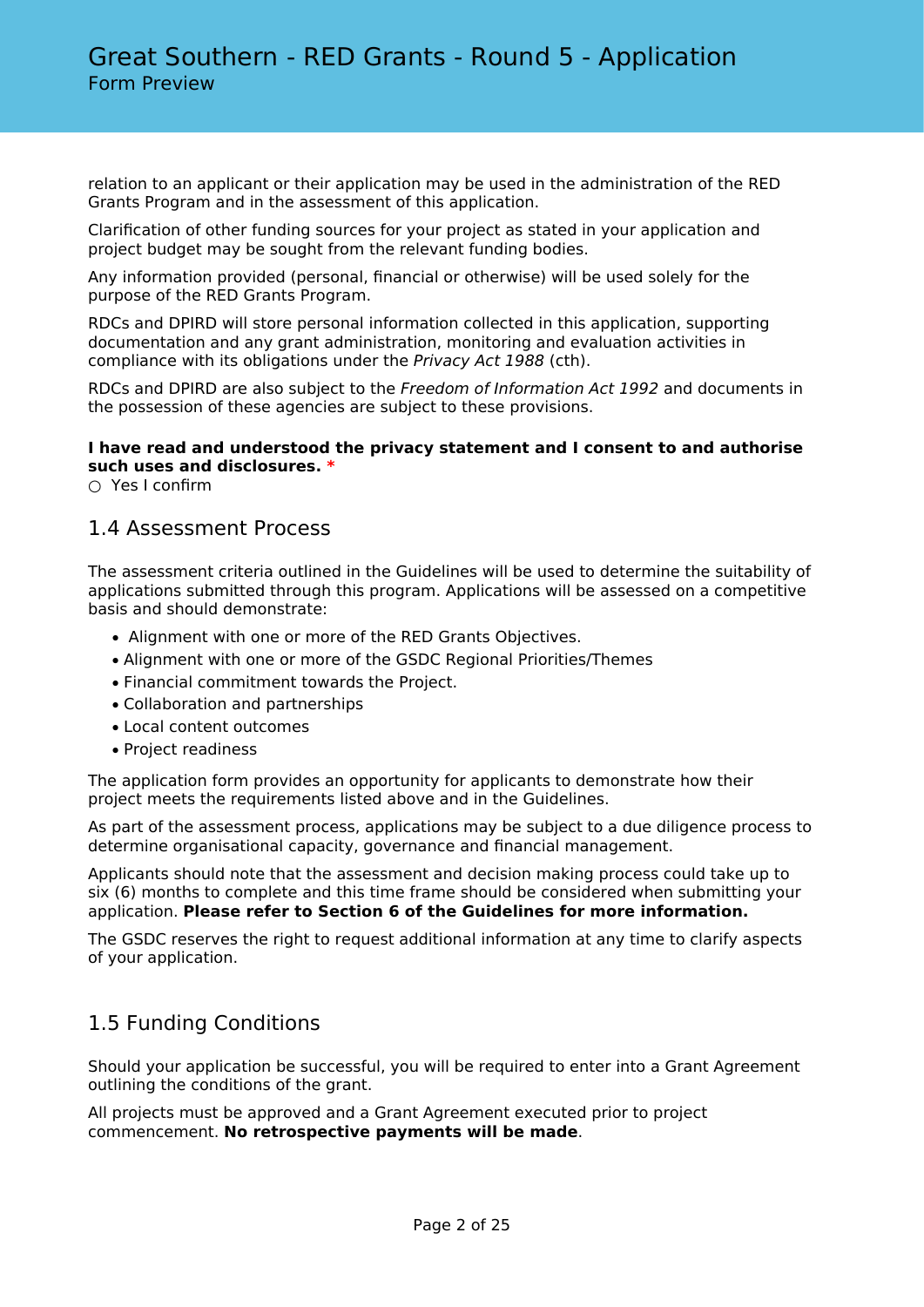relation to an applicant or their application may be used in the administration of the RED Grants Program and in the assessment of this application.

Clarification of other funding sources for your project as stated in your application and project budget may be sought from the relevant funding bodies.

Any information provided (personal, financial or otherwise) will be used solely for the purpose of the RED Grants Program.

RDCs and DPIRD will store personal information collected in this application, supporting documentation and any grant administration, monitoring and evaluation activities in compliance with its obligations under the *Privacy Act 1988* (cth).

RDCs and DPIRD are also subject to the *Freedom of Information Act 1992* and documents in the possession of these agencies are subject to these provisions.

**I have read and understood the privacy statement and I consent to and authorise such uses and disclosures.** *
○ Yes I confirm

## 1.4 Assessment Process

The assessment criteria outlined in the Guidelines will be used to determine the suitability of applications submitted through this program. Applications will be assessed on a competitive basis and should demonstrate:

- Alignment with one or more of the RED Grants Objectives.
- Alignment with one or more of the GSDC Regional Priorities/Themes
- Financial commitment towards the Project.
- Collaboration and partnerships
- Local content outcomes
- Project readiness

The application form provides an opportunity for applicants to demonstrate how their project meets the requirements listed above and in the Guidelines.

As part of the assessment process, applications may be subject to a due diligence process to determine organisational capacity, governance and financial management.

Applicants should note that the assessment and decision making process could take up to six (6) months to complete and this time frame should be considered when submitting your application. **Please refer to Section 6 of the Guidelines for more information.**

The GSDC reserves the right to request additional information at any time to clarify aspects of your application.

## 1.5 Funding Conditions

Should your application be successful, you will be required to enter into a Grant Agreement outlining the conditions of the grant.

All projects must be approved and a Grant Agreement executed prior to project commencement. **No retrospective payments will be made**.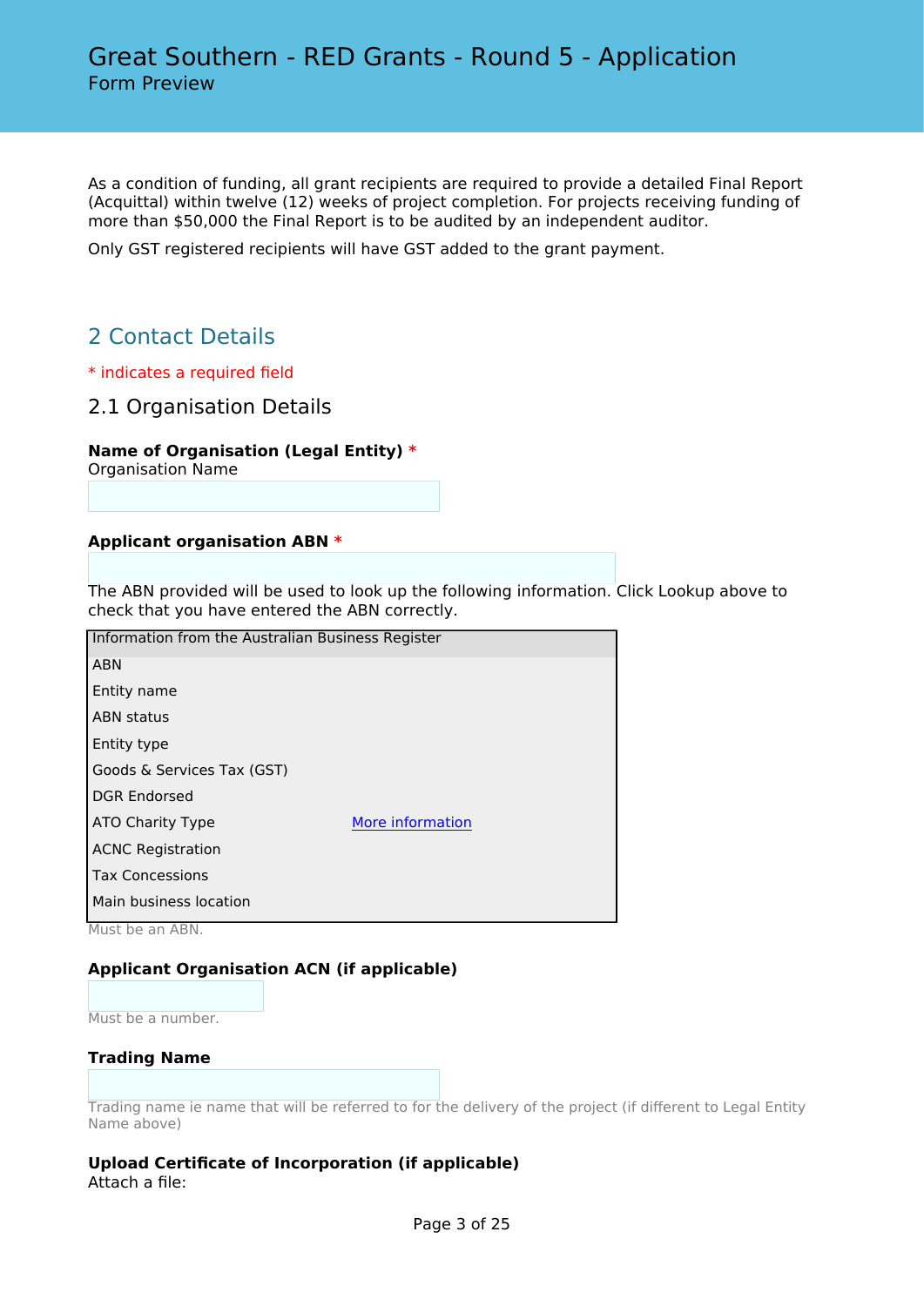As a condition of funding, all grant recipients are required to provide a detailed Final Report (Acquittal) within twelve (12) weeks of project completion. For projects receiving funding of more than $50,000 the Final Report is to be audited by an independent auditor.

Only GST registered recipients will have GST added to the grant payment.

## 2 Contact Details

* indicates a required field

### 2.1 Organisation Details

**Name of Organisation (Legal Entity)** *
Organisation Name

**Applicant organisation ABN** *

The ABN provided will be used to look up the following information. Click Lookup above to check that you have entered the ABN correctly.

| Information from the Australian Business Register | |
| --- | --- |
| ABN | |
| Entity name | |
| ABN status | |
| Entity type | |
| Goods & Services Tax (GST) | |
| DGR Endorsed | |
| ATO Charity Type | More information |
| ACNC Registration | |
| Tax Concessions | |
| Main business location | |

Must be an ABN.

**Applicant Organisation ACN (if applicable)**

Must be a number.

**Trading Name**

Trading name ie name that will be referred to for the delivery of the project (if different to Legal Entity Name above)

**Upload Certificate of Incorporation (if applicable)**
Attach a file: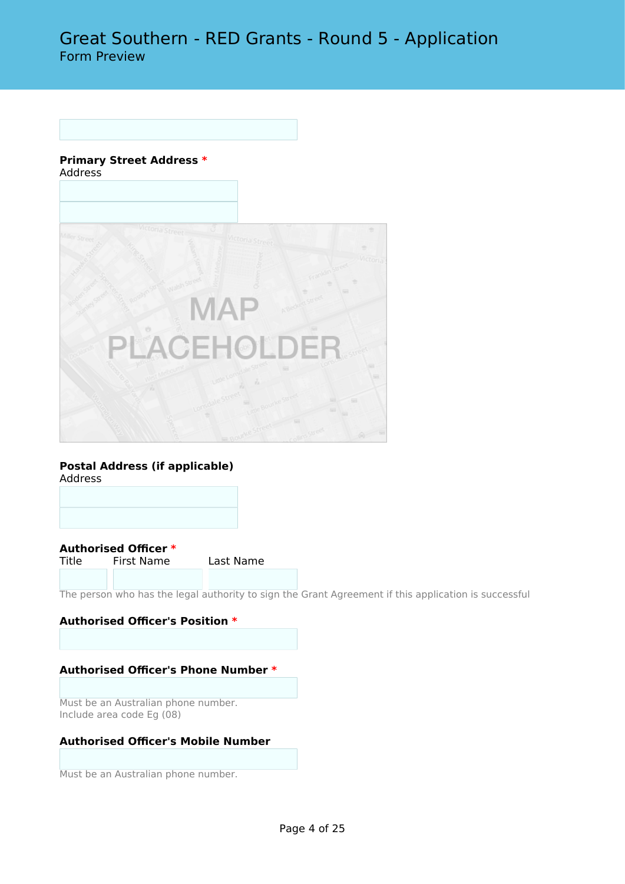**Primary Street Address** *
Address

**Postal Address (if applicable)**
Address

**Authorised Officer** *

Title | First Name | Last Name

The person who has the legal authority to sign the Grant Agreement if this application is successful

**Authorised Officer's Position** *

**Authorised Officer's Phone Number** *

Must be an Australian phone number.
Include area code Eg (08)

**Authorised Officer's Mobile Number**

Must be an Australian phone number.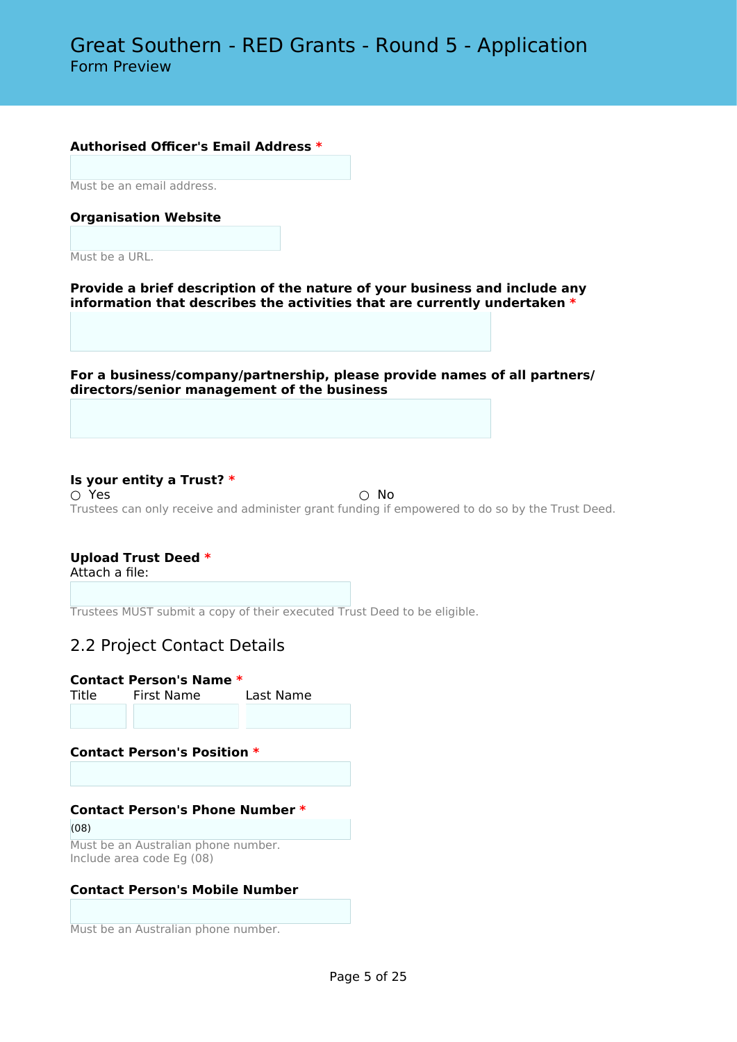# Great Southern - RED Grants - Round 5 - Application

Form Preview

**Authorised Officer's Email Address** *

Must be an email address.

**Organisation Website**

Must be a URL.

**Provide a brief description of the nature of your business and include any information that describes the activities that are currently undertaken** *

**For a business/company/partnership, please provide names of all partners/directors/senior management of the business**

**Is your entity a Trust?** *

○ Yes ○ No

Trustees can only receive and administer grant funding if empowered to do so by the Trust Deed.

**Upload Trust Deed** *

Attach a file:

Trustees MUST submit a copy of their executed Trust Deed to be eligible.

## 2.2 Project Contact Details

**Contact Person's Name** *

Title First Name Last Name

**Contact Person's Position** *

**Contact Person's Phone Number** *

(08)

Must be an Australian phone number.
Include area code Eg (08)

**Contact Person's Mobile Number**

Must be an Australian phone number.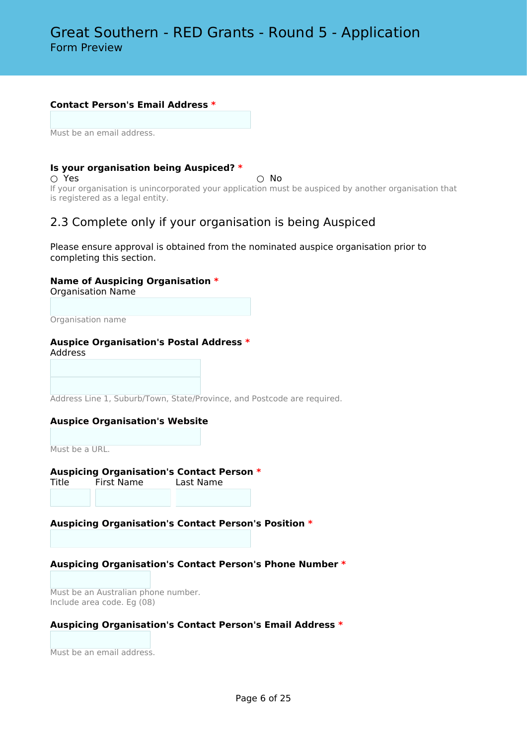**Contact Person's Email Address** *

Must be an email address.

**Is your organisation being Auspiced?** *

○ Yes ○ No

If your organisation is unincorporated your application must be auspiced by another organisation that is registered as a legal entity.

## 2.3 Complete only if your organisation is being Auspiced

Please ensure approval is obtained from the nominated auspice organisation prior to completing this section.

**Name of Auspicing Organisation** *

Organisation Name

Organisation name

**Auspice Organisation's Postal Address** *

Address

Address Line 1, Suburb/Town, State/Province, and Postcode are required.

**Auspice Organisation's Website**

Must be a URL.

**Auspicing Organisation's Contact Person** *

Title First Name Last Name

**Auspicing Organisation's Contact Person's Position** *

**Auspicing Organisation's Contact Person's Phone Number** *

Must be an Australian phone number.
Include area code. Eg (08)

**Auspicing Organisation's Contact Person's Email Address** *

Must be an email address.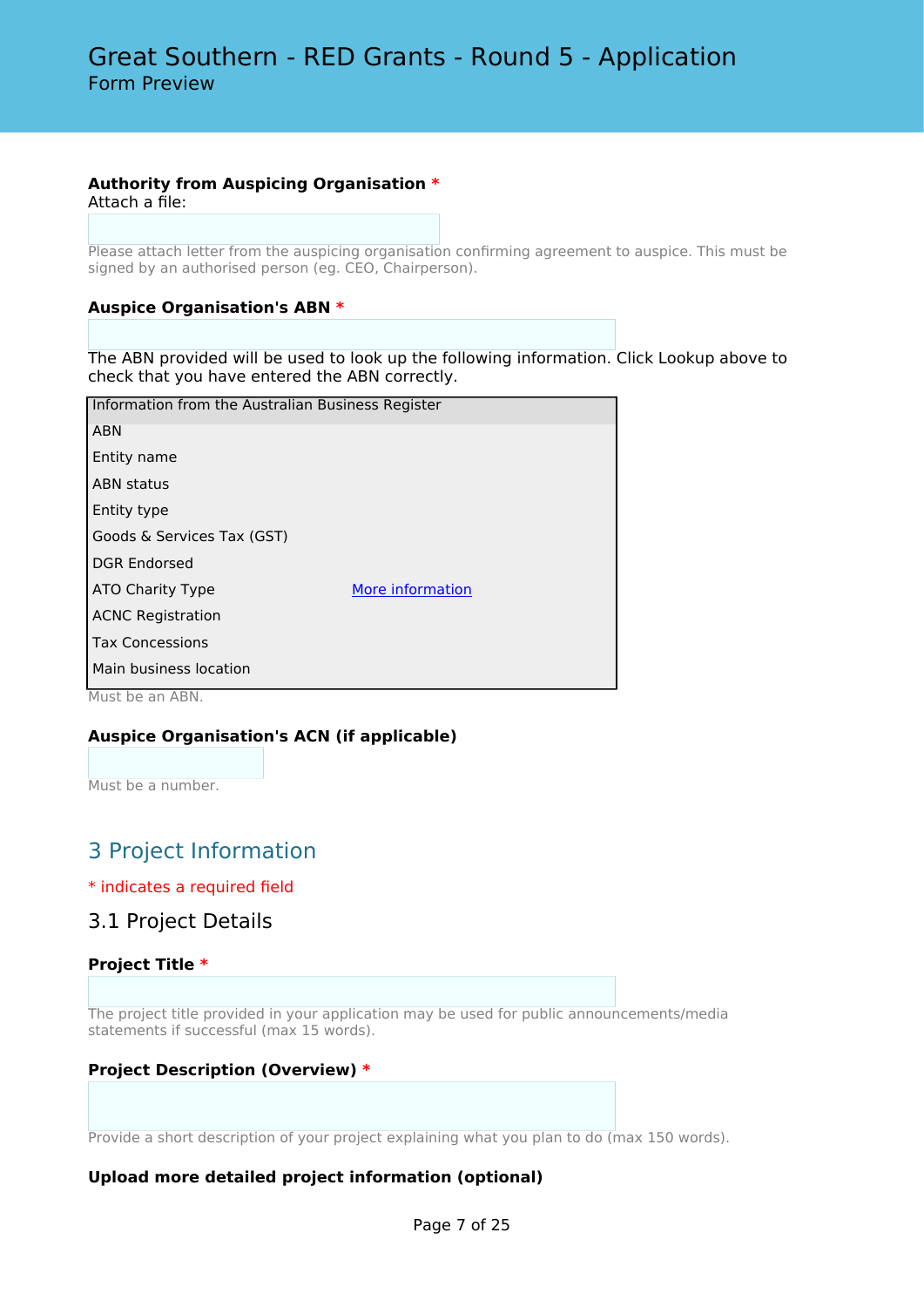**Authority from Auspicing Organisation** *
Attach a file:

Please attach letter from the auspicing organisation confirming agreement to auspice. This must be signed by an authorised person (eg. CEO, Chairperson).

**Auspice Organisation's ABN** *

The ABN provided will be used to look up the following information. Click Lookup above to check that you have entered the ABN correctly.

| Information from the Australian Business Register | |
|---|---|
| ABN | |
| Entity name | |
| ABN status | |
| Entity type | |
| Goods & Services Tax (GST) | |
| DGR Endorsed | |
| ATO Charity Type | More information |
| ACNC Registration | |
| Tax Concessions | |
| Main business location | |

Must be an ABN.

**Auspice Organisation's ACN (if applicable)**

Must be a number.

## 3 Project Information

* indicates a required field

### 3.1 Project Details

**Project Title** *

The project title provided in your application may be used for public announcements/media statements if successful (max 15 words).

**Project Description (Overview)** *

Provide a short description of your project explaining what you plan to do (max 150 words).

**Upload more detailed project information (optional)**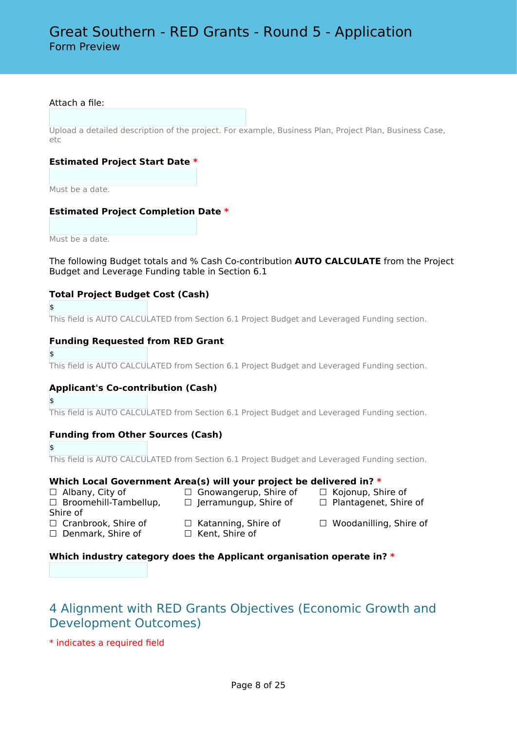Attach a file:

Upload a detailed description of the project. For example, Business Plan, Project Plan, Business Case, etc

**Estimated Project Start Date** *

Must be a date.

**Estimated Project Completion Date** *

Must be a date.

The following Budget totals and % Cash Co-contribution **AUTO CALCULATE** from the Project Budget and Leverage Funding table in Section 6.1

**Total Project Budget Cost (Cash)**

$

This field is AUTO CALCULATED from Section 6.1 Project Budget and Leveraged Funding section.

**Funding Requested from RED Grant**

$

This field is AUTO CALCULATED from Section 6.1 Project Budget and Leveraged Funding section.

**Applicant's Co-contribution (Cash)**

$

This field is AUTO CALCULATED from Section 6.1 Project Budget and Leveraged Funding section.

**Funding from Other Sources (Cash)**

$

This field is AUTO CALCULATED from Section 6.1 Project Budget and Leveraged Funding section.

**Which Local Government Area(s) will your project be delivered in?** *

- ☐ Albany, City of
- ☐ Broomehill-Tambellup, Shire of
- ☐ Cranbrook, Shire of
- ☐ Denmark, Shire of
- ☐ Gnowangerup, Shire of
- ☐ Jerramungup, Shire of
- ☐ Katanning, Shire of
- ☐ Kent, Shire of
- ☐ Kojonup, Shire of
- ☐ Plantagenet, Shire of
- ☐ Woodanilling, Shire of

**Which industry category does the Applicant organisation operate in?** *

## 4 Alignment with RED Grants Objectives (Economic Growth and Development Outcomes)

* indicates a required field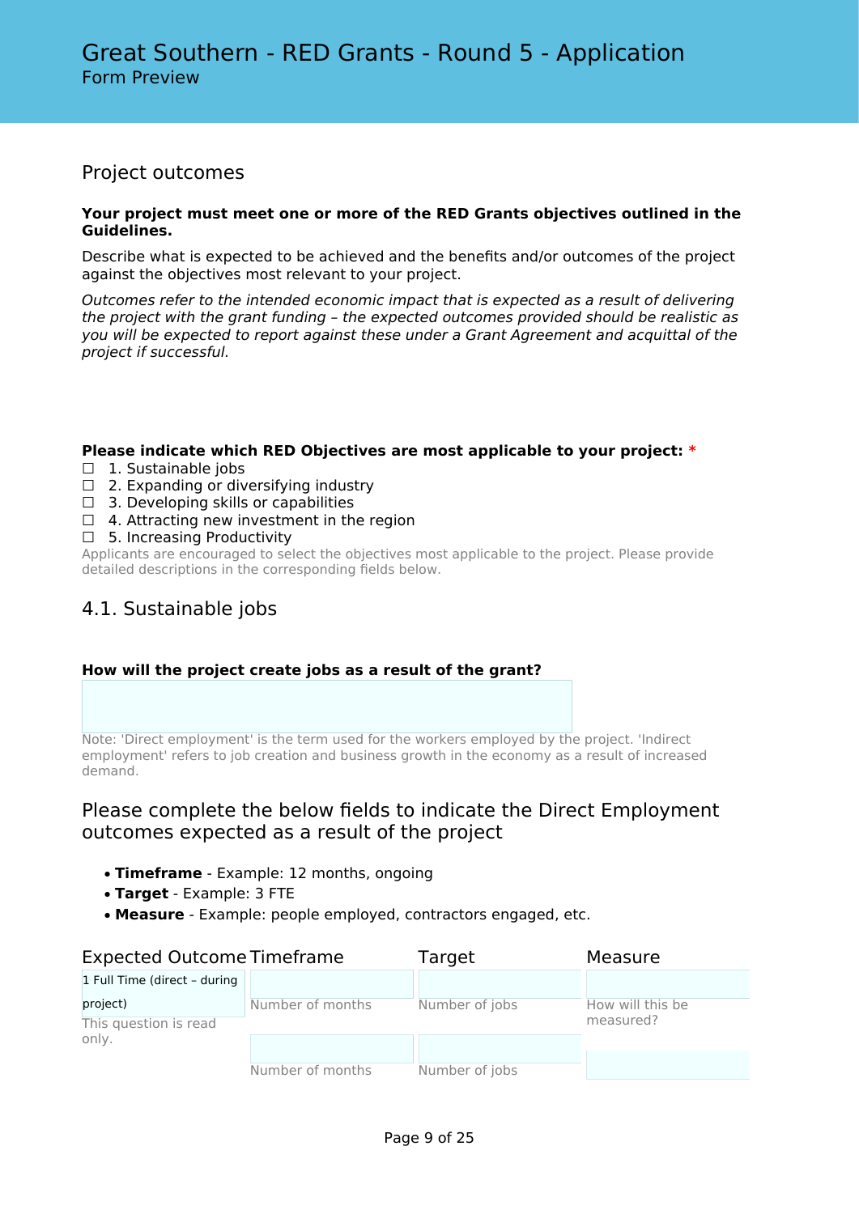# Great Southern - RED Grants - Round 5 - Application

Form Preview

## Project outcomes

**Your project must meet one or more of the RED Grants objectives outlined in the Guidelines.**

Describe what is expected to be achieved and the benefits and/or outcomes of the project against the objectives most relevant to your project.

*Outcomes refer to the intended economic impact that is expected as a result of delivering the project with the grant funding – the expected outcomes provided should be realistic as you will be expected to report against these under a Grant Agreement and acquittal of the project if successful.*

**Please indicate which RED Objectives are most applicable to your project:** *

☐ 1. Sustainable jobs
☐ 2. Expanding or diversifying industry
☐ 3. Developing skills or capabilities
☐ 4. Attracting new investment in the region
☐ 5. Increasing Productivity

Applicants are encouraged to select the objectives most applicable to the project. Please provide detailed descriptions in the corresponding fields below.

## 4.1. Sustainable jobs

**How will the project create jobs as a result of the grant?**

Note: 'Direct employment' is the term used for the workers employed by the project. 'Indirect employment' refers to job creation and business growth in the economy as a result of increased demand.

## Please complete the below fields to indicate the Direct Employment outcomes expected as a result of the project

- **Timeframe** - Example: 12 months, ongoing
- **Target** - Example: 3 FTE
- **Measure** - Example: people employed, contractors engaged, etc.

| Expected Outcome | Timeframe | Target | Measure |
|---|---|---|---|
| 1 Full Time (direct – during project)<br>This question is read only. | Number of months | Number of jobs | How will this be measured? |
| | Number of months | Number of jobs | |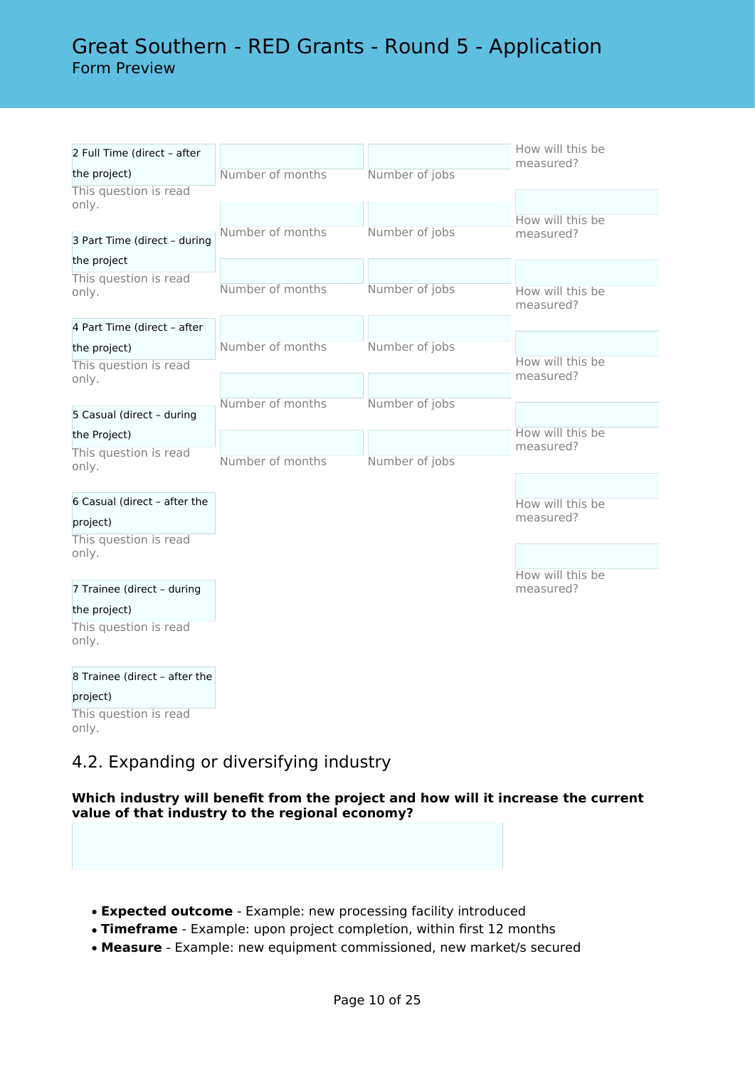| | | | |
|---|---|---|---|
| 2 Full Time (direct – after the project)<br>This question is read only. | Number of months | Number of jobs | How will this be measured? |
| 3 Part Time (direct – during the project<br>This question is read only. | Number of months | Number of jobs | How will this be measured? |
| 4 Part Time (direct – after the project)<br>This question is read only. | Number of months | Number of jobs | How will this be measured? |
| 5 Casual (direct – during the Project)<br>This question is read only. | Number of months | Number of jobs | How will this be measured? |
| 6 Casual (direct – after the project)<br>This question is read only. | Number of months | Number of jobs | How will this be measured? |
| 7 Trainee (direct – during the project)<br>This question is read only. | Number of months | Number of jobs | How will this be measured? |
| 8 Trainee (direct – after the project)<br>This question is read only. | | | How will this be measured? |

## 4.2. Expanding or diversifying industry

**Which industry will benefit from the project and how will it increase the current value of that industry to the regional economy?**

- **Expected outcome** - Example: new processing facility introduced
- **Timeframe** - Example: upon project completion, within first 12 months
- **Measure** - Example: new equipment commissioned, new market/s secured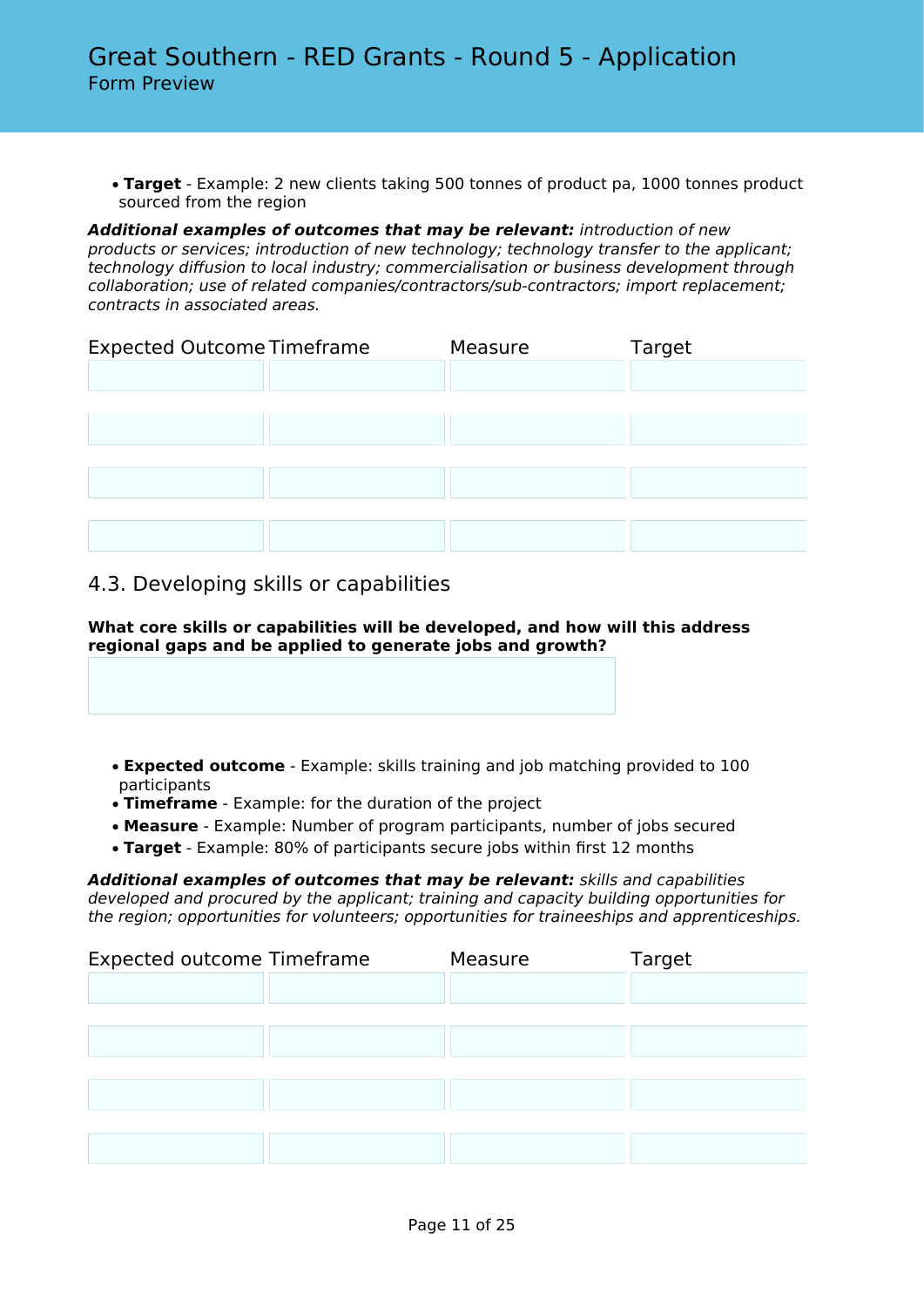- **Target** - Example: 2 new clients taking 500 tonnes of product pa, 1000 tonnes product sourced from the region

***Additional examples of outcomes that may be relevant:*** *introduction of new products or services; introduction of new technology; technology transfer to the applicant; technology diffusion to local industry; commercialisation or business development through collaboration; use of related companies/contractors/sub-contractors; import replacement; contracts in associated areas.*

| Expected Outcome | Timeframe | Measure | Target |
|---|---|---|---|
| | | | |
| | | | |
| | | | |
| | | | |

## 4.3. Developing skills or capabilities

**What core skills or capabilities will be developed, and how will this address regional gaps and be applied to generate jobs and growth?**

- **Expected outcome** - Example: skills training and job matching provided to 100 participants
- **Timeframe** - Example: for the duration of the project
- **Measure** - Example: Number of program participants, number of jobs secured
- **Target** - Example: 80% of participants secure jobs within first 12 months

***Additional examples of outcomes that may be relevant:*** *skills and capabilities developed and procured by the applicant; training and capacity building opportunities for the region; opportunities for volunteers; opportunities for traineeships and apprenticeships.*

| Expected outcome | Timeframe | Measure | Target |
|---|---|---|---|
| | | | |
| | | | |
| | | | |
| | | | |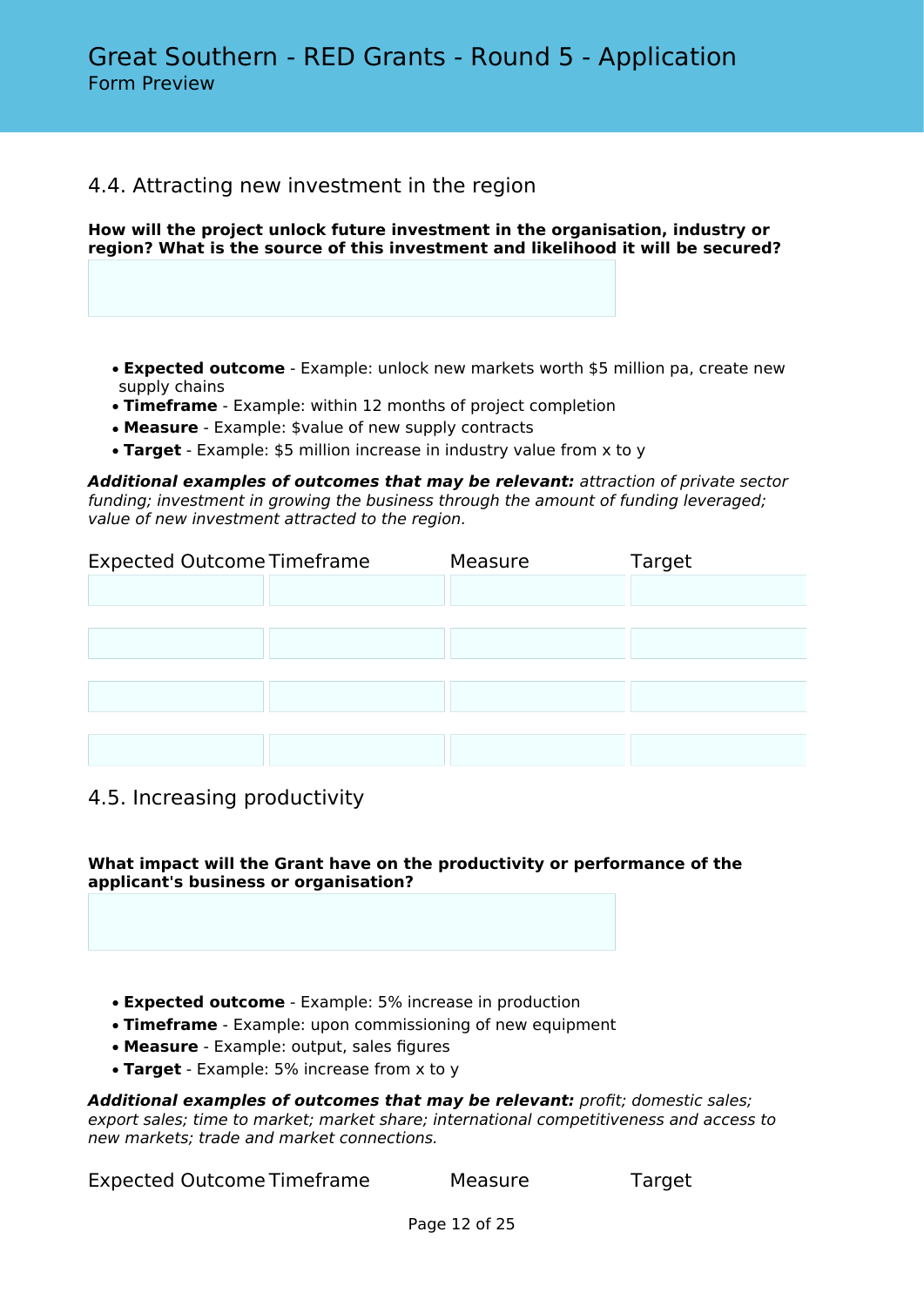## 4.4. Attracting new investment in the region

**How will the project unlock future investment in the organisation, industry or region? What is the source of this investment and likelihood it will be secured?**

- **Expected outcome** - Example: unlock new markets worth $5 million pa, create new supply chains
- **Timeframe** - Example: within 12 months of project completion
- **Measure** - Example: $value of new supply contracts
- **Target** - Example: $5 million increase in industry value from x to y

***Additional examples of outcomes that may be relevant:*** *attraction of private sector funding; investment in growing the business through the amount of funding leveraged; value of new investment attracted to the region.*

| Expected Outcome | Timeframe | Measure | Target |
|---|---|---|---|
| | | | |
| | | | |
| | | | |
| | | | |

## 4.5. Increasing productivity

**What impact will the Grant have on the productivity or performance of the applicant's business or organisation?**

- **Expected outcome** - Example: 5% increase in production
- **Timeframe** - Example: upon commissioning of new equipment
- **Measure** - Example: output, sales figures
- **Target** - Example: 5% increase from x to y

***Additional examples of outcomes that may be relevant:*** *profit; domestic sales; export sales; time to market; market share; international competitiveness and access to new markets; trade and market connections.*

| Expected Outcome | Timeframe | Measure | Target |
|---|---|---|---|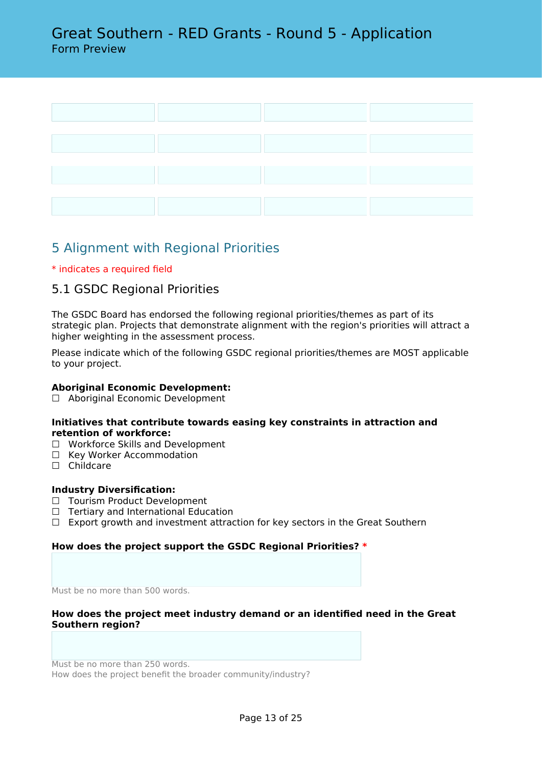| | | | |
|---|---|---|---|
| | | | |
| | | | |
| | | | |
| | | | |

## 5 Alignment with Regional Priorities

\* indicates a required field

### 5.1 GSDC Regional Priorities

The GSDC Board has endorsed the following regional priorities/themes as part of its strategic plan. Projects that demonstrate alignment with the region's priorities will attract a higher weighting in the assessment process.

Please indicate which of the following GSDC regional priorities/themes are MOST applicable to your project.

**Aboriginal Economic Development:**
☐ Aboriginal Economic Development

**Initiatives that contribute towards easing key constraints in attraction and retention of workforce:**
☐ Workforce Skills and Development
☐ Key Worker Accommodation
☐ Childcare

**Industry Diversification:**
☐ Tourism Product Development
☐ Tertiary and International Education
☐ Export growth and investment attraction for key sectors in the Great Southern

**How does the project support the GSDC Regional Priorities?** *

Must be no more than 500 words.

**How does the project meet industry demand or an identified need in the Great Southern region?**

Must be no more than 250 words.
How does the project benefit the broader community/industry?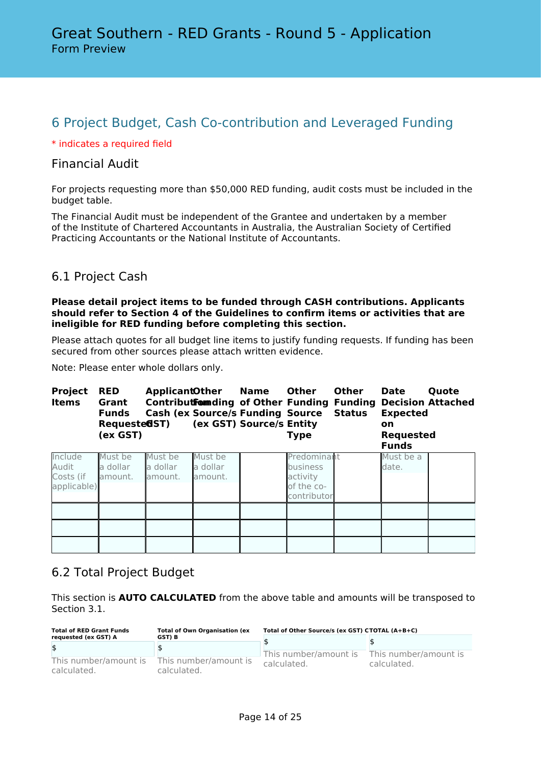# Great Southern - RED Grants - Round 5 - Application

Form Preview

## 6 Project Budget, Cash Co-contribution and Leveraged Funding

* indicates a required field

### Financial Audit

For projects requesting more than $50,000 RED funding, audit costs must be included in the budget table.

The Financial Audit must be independent of the Grantee and undertaken by a member of the Institute of Chartered Accountants in Australia, the Australian Society of Certified Practicing Accountants or the National Institute of Accountants.

### 6.1 Project Cash

**Please detail project items to be funded through CASH contributions. Applicants should refer to Section 4 of the Guidelines to confirm items or activities that are ineligible for RED funding before completing this section.**

Please attach quotes for all budget line items to justify funding requests. If funding has been secured from other sources please attach written evidence.

Note: Please enter whole dollars only.

| Project Items | RED Grant Funds Requested (ex GST) | Applicant Contribution Cash (ex GST) | Other Funding Source/s (ex GST) | Name of Other Funding Source/s | Other Funding Source Entity Type | Other Funding Status | Date Decision Expected on Requested Funds | Quote Attached |
|---|---|---|---|---|---|---|---|---|
| Include Audit Costs (if applicable) | Must be a dollar amount. | Must be a dollar amount. | Must be a dollar amount. | | Predominant business activity of the co-contributor | | Must be a date. | |
| | | | | | | | | |
| | | | | | | | | |
| | | | | | | | | |

### 6.2 Total Project Budget

This section is **AUTO CALCULATED** from the above table and amounts will be transposed to Section 3.1.

| Total of RED Grant Funds requested (ex GST) A | Total of Own Organisation (ex GST) B | Total of Other Source/s (ex GST) C | TOTAL (A+B+C) |
|---|---|---|---|
| $ | $ | $ | $ |
| This number/amount is calculated. | This number/amount is calculated. | This number/amount is calculated. | This number/amount is calculated. |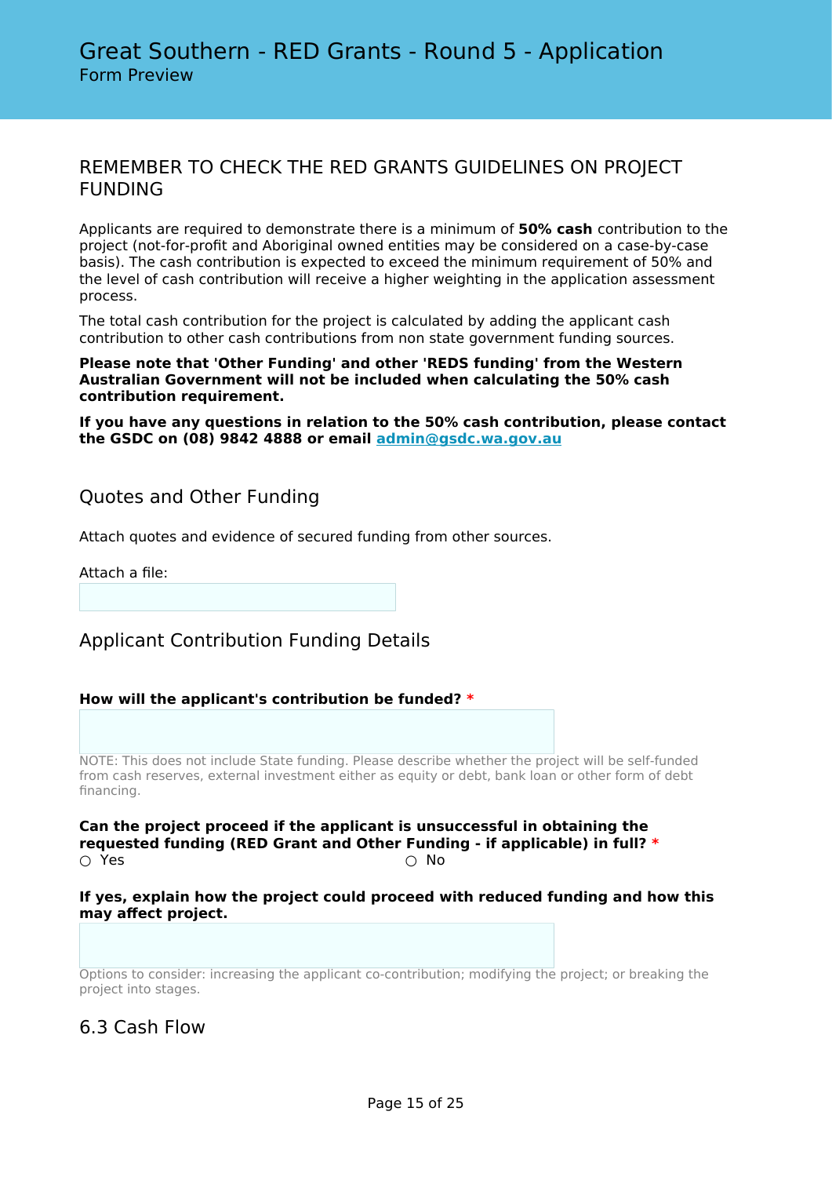## REMEMBER TO CHECK THE RED GRANTS GUIDELINES ON PROJECT FUNDING

Applicants are required to demonstrate there is a minimum of **50% cash** contribution to the project (not-for-profit and Aboriginal owned entities may be considered on a case-by-case basis). The cash contribution is expected to exceed the minimum requirement of 50% and the level of cash contribution will receive a higher weighting in the application assessment process.

The total cash contribution for the project is calculated by adding the applicant cash contribution to other cash contributions from non state government funding sources.

**Please note that 'Other Funding' and other 'REDS funding' from the Western Australian Government will not be included when calculating the 50% cash contribution requirement.**

**If you have any questions in relation to the 50% cash contribution, please contact the GSDC on (08) 9842 4888 or email [admin@gsdc.wa.gov.au](mailto:admin@gsdc.wa.gov.au)**

## Quotes and Other Funding

Attach quotes and evidence of secured funding from other sources.

Attach a file:

## Applicant Contribution Funding Details

**How will the applicant's contribution be funded?** *

NOTE: This does not include State funding. Please describe whether the project will be self-funded from cash reserves, external investment either as equity or debt, bank loan or other form of debt financing.

**Can the project proceed if the applicant is unsuccessful in obtaining the requested funding (RED Grant and Other Funding - if applicable) in full?** *

○ Yes ○ No

**If yes, explain how the project could proceed with reduced funding and how this may affect project.**

Options to consider: increasing the applicant co-contribution; modifying the project; or breaking the project into stages.

## 6.3 Cash Flow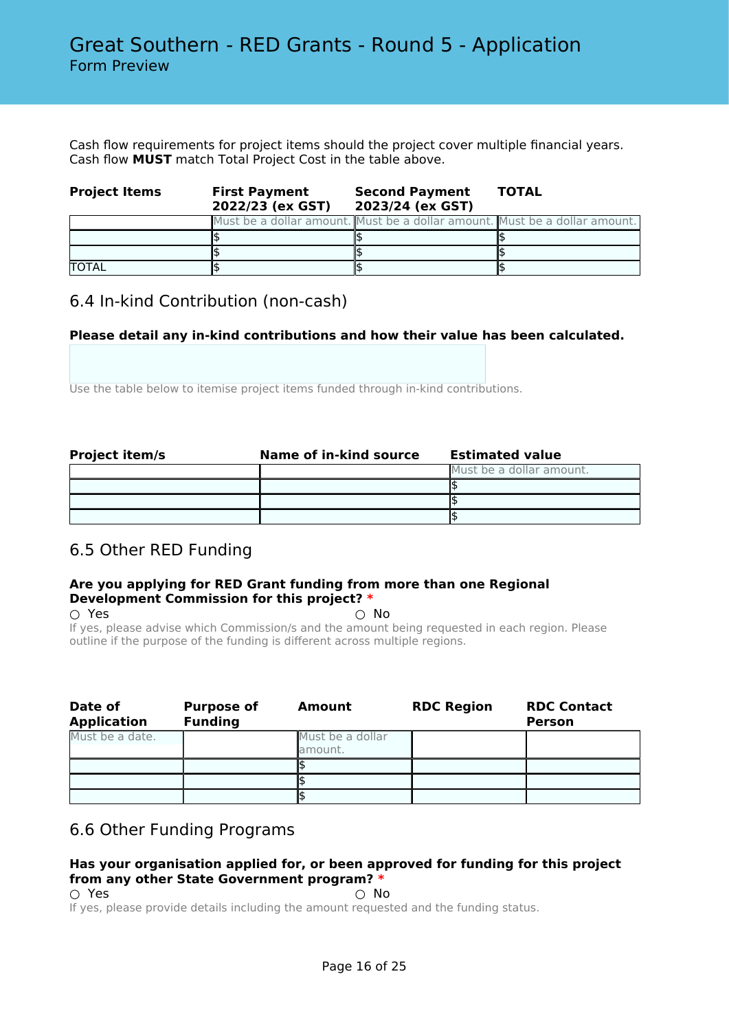Cash flow requirements for project items should the project cover multiple financial years. Cash flow **MUST** match Total Project Cost in the table above.

| **Project Items** | **First Payment 2022/23 (ex GST)** | **Second Payment 2023/24 (ex GST)** | **TOTAL** |
|---|---|---|---|
| | Must be a dollar amount. | Must be a dollar amount. | Must be a dollar amount. |
| | $ | $ | $ |
| | $ | $ | $ |
| TOTAL | $ | $ | $ |

## 6.4 In-kind Contribution (non-cash)

**Please detail any in-kind contributions and how their value has been calculated.**

Use the table below to itemise project items funded through in-kind contributions.

| **Project item/s** | **Name of in-kind source** | **Estimated value** |
|---|---|---|
| | | Must be a dollar amount. |
| | | $ |
| | | $ |
| | | $ |

## 6.5 Other RED Funding

**Are you applying for RED Grant funding from more than one Regional Development Commission for this project?** *

○ Yes ○ No

If yes, please advise which Commission/s and the amount being requested in each region. Please outline if the purpose of the funding is different across multiple regions.

| **Date of Application** | **Purpose of Funding** | **Amount** | **RDC Region** | **RDC Contact Person** |
|---|---|---|---|---|
| Must be a date. | | Must be a dollar amount. | | |
| | | $ | | |
| | | $ | | |
| | | $ | | |

## 6.6 Other Funding Programs

**Has your organisation applied for, or been approved for funding for this project from any other State Government program?** *

○ Yes ○ No

If yes, please provide details including the amount requested and the funding status.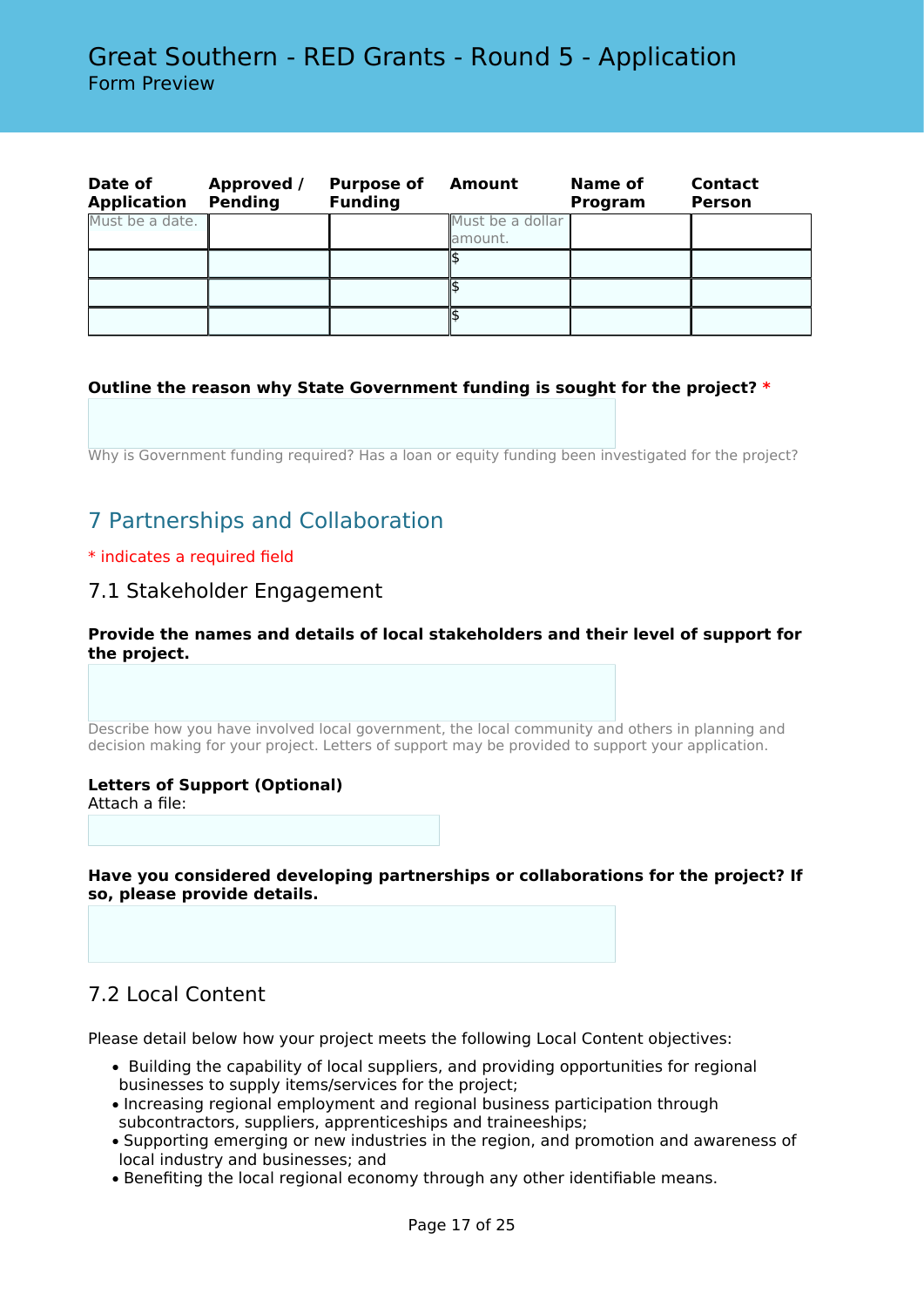| Date of Application | Approved / Pending | Purpose of Funding | Amount | Name of Program | Contact Person |
|---|---|---|---|---|---|
| Must be a date. | | | Must be a dollar amount. | | |
| | | | $ | | |
| | | | $ | | |
| | | | $ | | |

**Outline the reason why State Government funding is sought for the project?** *

Why is Government funding required? Has a loan or equity funding been investigated for the project?

## 7 Partnerships and Collaboration

* indicates a required field

### 7.1 Stakeholder Engagement

**Provide the names and details of local stakeholders and their level of support for the project.**

Describe how you have involved local government, the local community and others in planning and decision making for your project. Letters of support may be provided to support your application.

**Letters of Support (Optional)**
Attach a file:

**Have you considered developing partnerships or collaborations for the project? If so, please provide details.**

### 7.2 Local Content

Please detail below how your project meets the following Local Content objectives:

- Building the capability of local suppliers, and providing opportunities for regional businesses to supply items/services for the project;
- Increasing regional employment and regional business participation through subcontractors, suppliers, apprenticeships and traineeships;
- Supporting emerging or new industries in the region, and promotion and awareness of local industry and businesses; and
- Benefiting the local regional economy through any other identifiable means.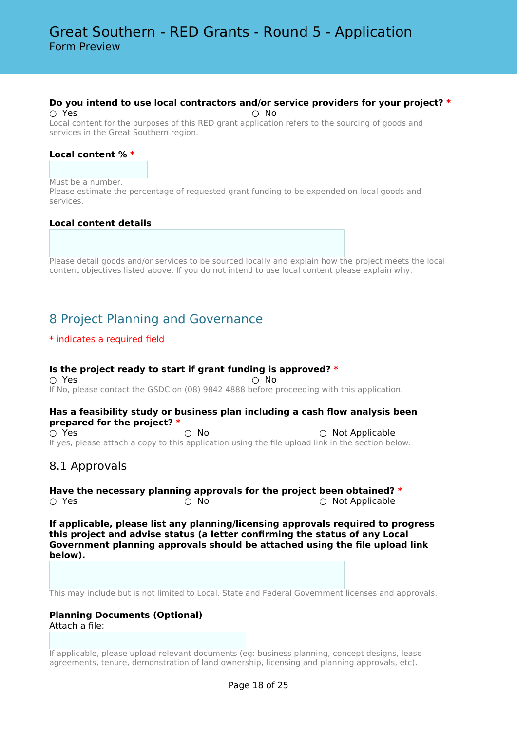**Do you intend to use local contractors and/or service providers for your project? ***

○ Yes ○ No

Local content for the purposes of this RED grant application refers to the sourcing of goods and services in the Great Southern region.

**Local content % ***

Must be a number.
Please estimate the percentage of requested grant funding to be expended on local goods and services.

**Local content details**

Please detail goods and/or services to be sourced locally and explain how the project meets the local content objectives listed above. If you do not intend to use local content please explain why.

## 8 Project Planning and Governance

* indicates a required field

**Is the project ready to start if grant funding is approved? ***

○ Yes ○ No

If No, please contact the GSDC on (08) 9842 4888 before proceeding with this application.

**Has a feasibility study or business plan including a cash flow analysis been prepared for the project? ***

○ Yes ○ No ○ Not Applicable

If yes, please attach a copy to this application using the file upload link in the section below.

### 8.1 Approvals

**Have the necessary planning approvals for the project been obtained? ***

○ Yes ○ No ○ Not Applicable

**If applicable, please list any planning/licensing approvals required to progress this project and advise status (a letter confirming the status of any Local Government planning approvals should be attached using the file upload link below).**

This may include but is not limited to Local, State and Federal Government licenses and approvals.

**Planning Documents (Optional)**

Attach a file:

If applicable, please upload relevant documents (eg: business planning, concept designs, lease agreements, tenure, demonstration of land ownership, licensing and planning approvals, etc).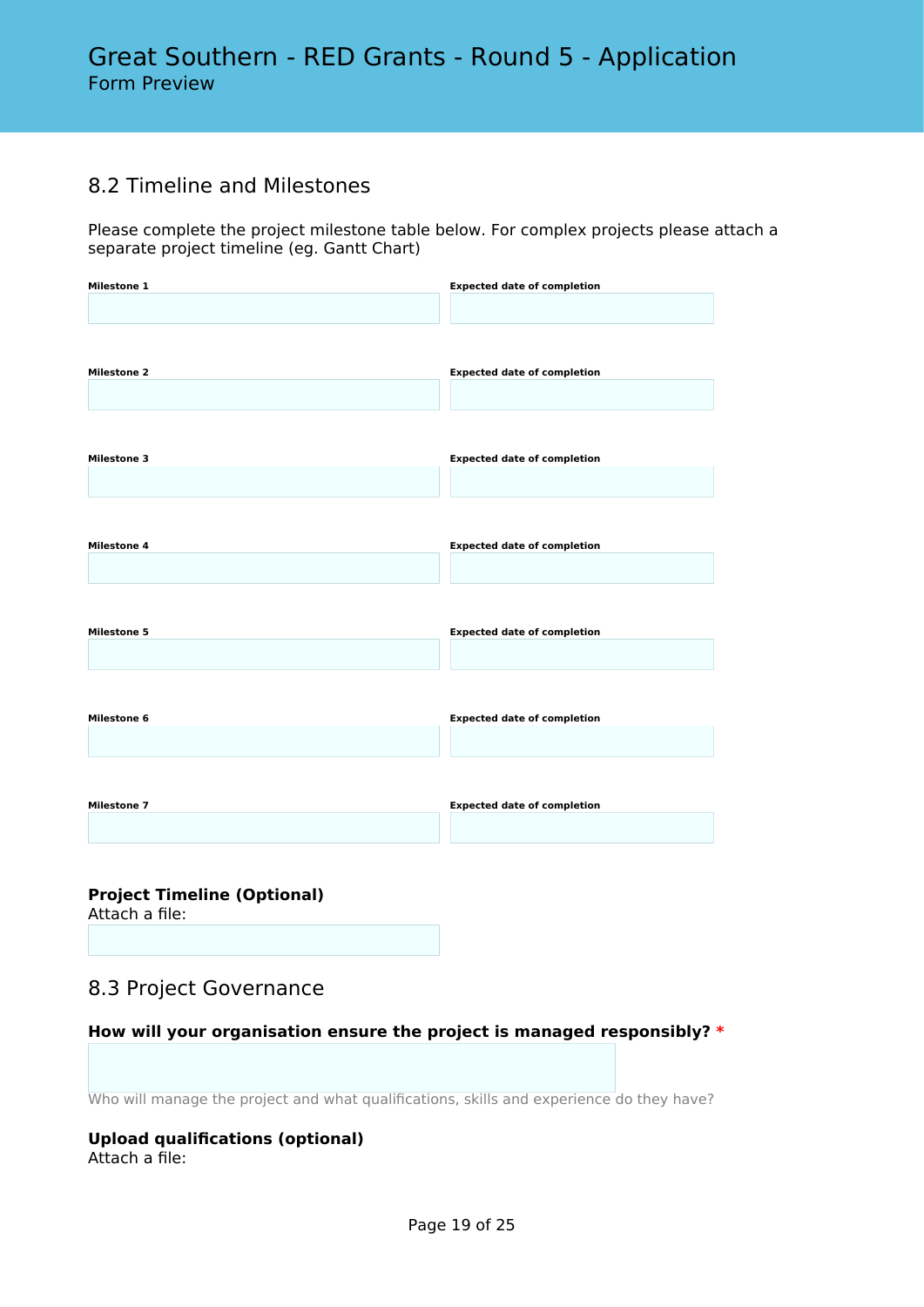## 8.2 Timeline and Milestones

Please complete the project milestone table below. For complex projects please attach a separate project timeline (eg. Gantt Chart)

| Milestone | Expected date of completion |
| --- | --- |
| Milestone 1 | |
| Milestone 2 | |
| Milestone 3 | |
| Milestone 4 | |
| Milestone 5 | |
| Milestone 6 | |
| Milestone 7 | |

**Project Timeline (Optional)**
Attach a file:

## 8.3 Project Governance

**How will your organisation ensure the project is managed responsibly? ***

Who will manage the project and what qualifications, skills and experience do they have?

**Upload qualifications (optional)**
Attach a file: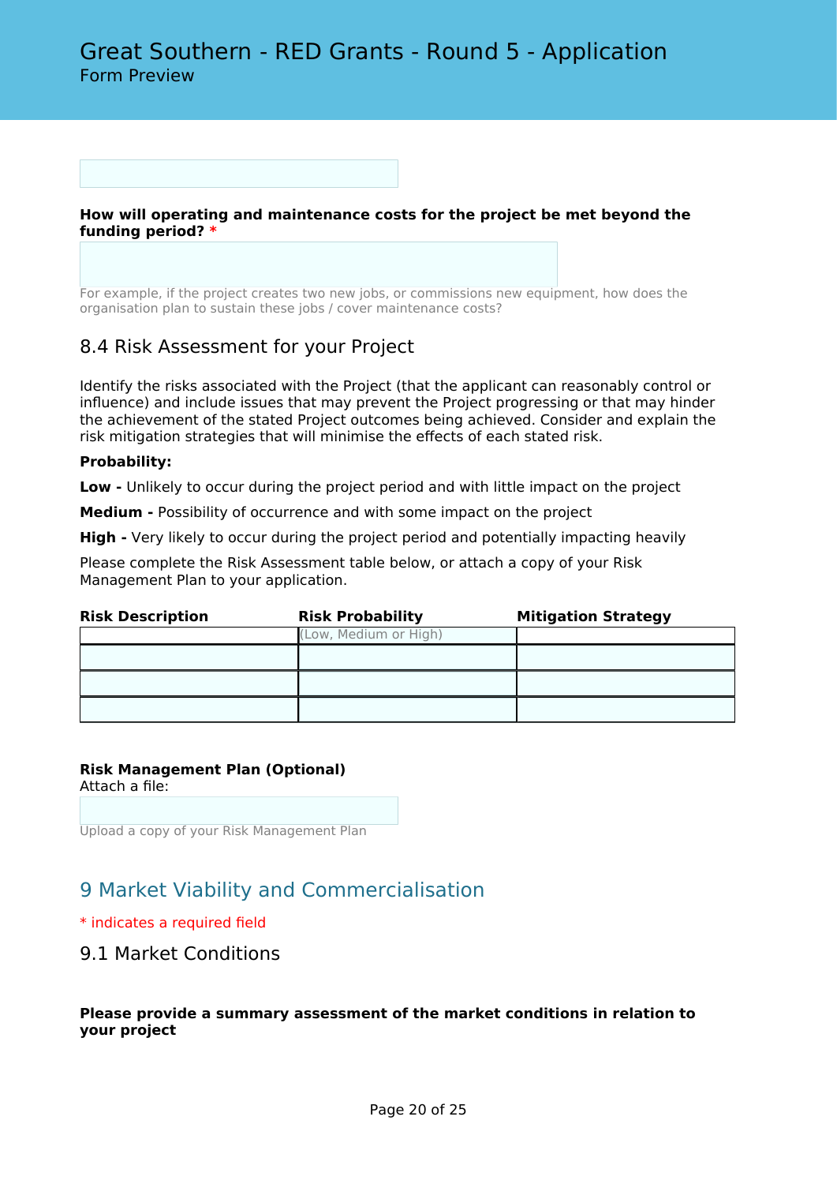**How will operating and maintenance costs for the project be met beyond the funding period?** *

For example, if the project creates two new jobs, or commissions new equipment, how does the organisation plan to sustain these jobs / cover maintenance costs?

### 8.4 Risk Assessment for your Project

Identify the risks associated with the Project (that the applicant can reasonably control or influence) and include issues that may prevent the Project progressing or that may hinder the achievement of the stated Project outcomes being achieved. Consider and explain the risk mitigation strategies that will minimise the effects of each stated risk.

**Probability:**

**Low -** Unlikely to occur during the project period and with little impact on the project

**Medium -** Possibility of occurrence and with some impact on the project

**High -** Very likely to occur during the project period and potentially impacting heavily

Please complete the Risk Assessment table below, or attach a copy of your Risk Management Plan to your application.

| Risk Description | Risk Probability | Mitigation Strategy |
|---|---|---|
| | (Low, Medium or High) | |
| | | |
| | | |
| | | |

**Risk Management Plan (Optional)**
Attach a file:

Upload a copy of your Risk Management Plan

## 9 Market Viability and Commercialisation

* indicates a required field

### 9.1 Market Conditions

**Please provide a summary assessment of the market conditions in relation to your project**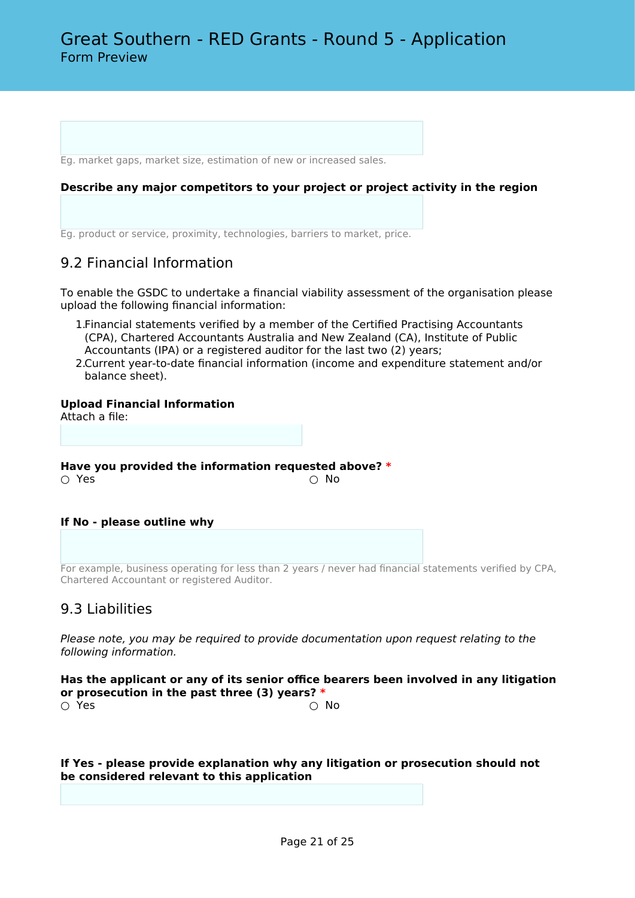Eg. market gaps, market size, estimation of new or increased sales.

**Describe any major competitors to your project or project activity in the region**

Eg. product or service, proximity, technologies, barriers to market, price.

## 9.2 Financial Information

To enable the GSDC to undertake a financial viability assessment of the organisation please upload the following financial information:

1. Financial statements verified by a member of the Certified Practising Accountants (CPA), Chartered Accountants Australia and New Zealand (CA), Institute of Public Accountants (IPA) or a registered auditor for the last two (2) years;
2. Current year-to-date financial information (income and expenditure statement and/or balance sheet).

**Upload Financial Information**
Attach a file:

**Have you provided the information requested above?** *

○ Yes ○ No

**If No - please outline why**

For example, business operating for less than 2 years / never had financial statements verified by CPA, Chartered Accountant or registered Auditor.

## 9.3 Liabilities

*Please note, you may be required to provide documentation upon request relating to the following information.*

**Has the applicant or any of its senior office bearers been involved in any litigation or prosecution in the past three (3) years?** *

○ Yes ○ No

**If Yes - please provide explanation why any litigation or prosecution should not be considered relevant to this application**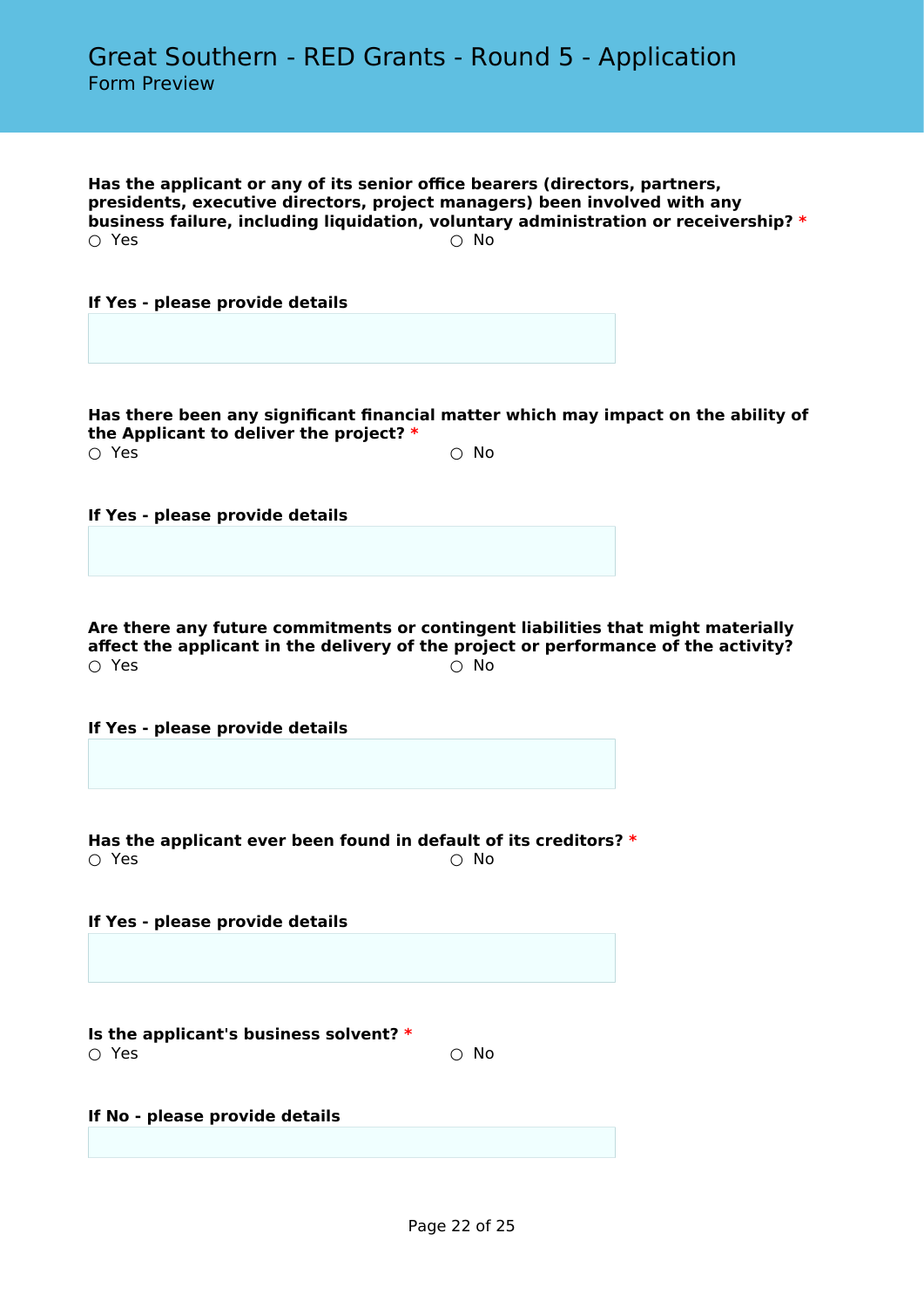**Has the applicant or any of its senior office bearers (directors, partners, presidents, executive directors, project managers) been involved with any business failure, including liquidation, voluntary administration or receivership?** *

○ Yes ○ No

**If Yes - please provide details**

**Has there been any significant financial matter which may impact on the ability of the Applicant to deliver the project?** *

○ Yes ○ No

**If Yes - please provide details**

**Are there any future commitments or contingent liabilities that might materially affect the applicant in the delivery of the project or performance of the activity?**

○ Yes ○ No

**If Yes - please provide details**

**Has the applicant ever been found in default of its creditors?** *

○ Yes ○ No

**If Yes - please provide details**

**Is the applicant's business solvent?** *

○ Yes ○ No

**If No - please provide details**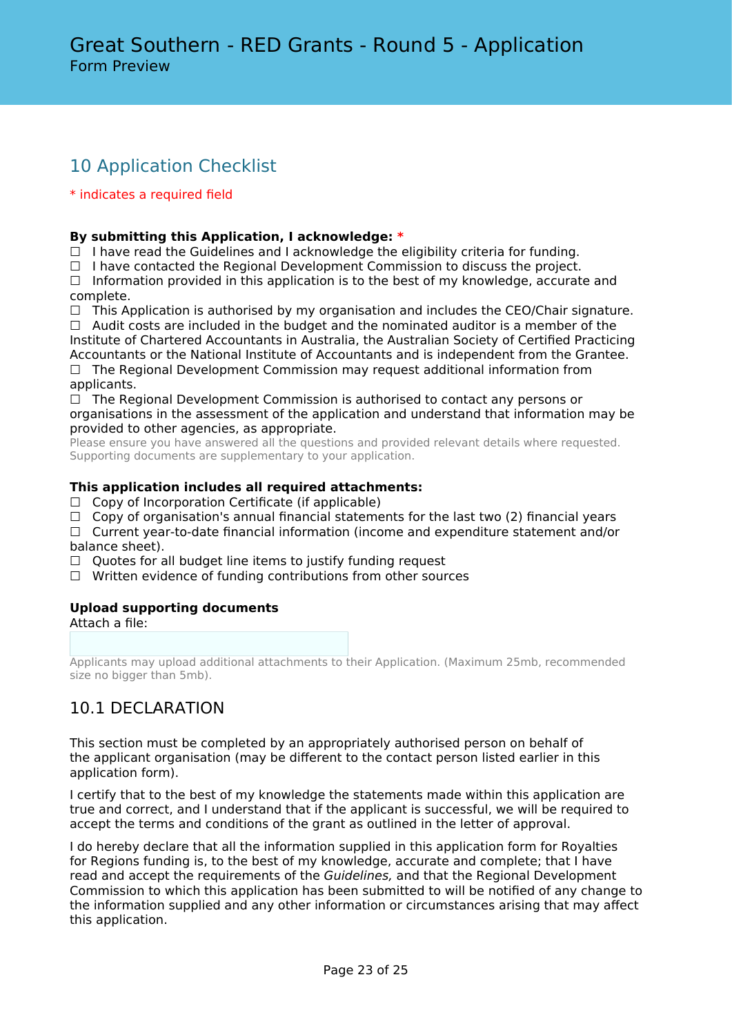# Great Southern - RED Grants - Round 5 - Application

Form Preview

## 10 Application Checklist

* indicates a required field

**By submitting this Application, I acknowledge:** *

☐ I have read the Guidelines and I acknowledge the eligibility criteria for funding.
☐ I have contacted the Regional Development Commission to discuss the project.
☐ Information provided in this application is to the best of my knowledge, accurate and complete.
☐ This Application is authorised by my organisation and includes the CEO/Chair signature.
☐ Audit costs are included in the budget and the nominated auditor is a member of the Institute of Chartered Accountants in Australia, the Australian Society of Certified Practicing Accountants or the National Institute of Accountants and is independent from the Grantee.
☐ The Regional Development Commission may request additional information from applicants.
☐ The Regional Development Commission is authorised to contact any persons or organisations in the assessment of the application and understand that information may be provided to other agencies, as appropriate.

Please ensure you have answered all the questions and provided relevant details where requested. Supporting documents are supplementary to your application.

**This application includes all required attachments:**

☐ Copy of Incorporation Certificate (if applicable)
☐ Copy of organisation's annual financial statements for the last two (2) financial years
☐ Current year-to-date financial information (income and expenditure statement and/or balance sheet).
☐ Quotes for all budget line items to justify funding request
☐ Written evidence of funding contributions from other sources

**Upload supporting documents**

Attach a file:

Applicants may upload additional attachments to their Application. (Maximum 25mb, recommended size no bigger than 5mb).

## 10.1 DECLARATION

This section must be completed by an appropriately authorised person on behalf of the applicant organisation (may be different to the contact person listed earlier in this application form).

I certify that to the best of my knowledge the statements made within this application are true and correct, and I understand that if the applicant is successful, we will be required to accept the terms and conditions of the grant as outlined in the letter of approval.

I do hereby declare that all the information supplied in this application form for Royalties for Regions funding is, to the best of my knowledge, accurate and complete; that I have read and accept the requirements of the *Guidelines,* and that the Regional Development Commission to which this application has been submitted to will be notified of any change to the information supplied and any other information or circumstances arising that may affect this application.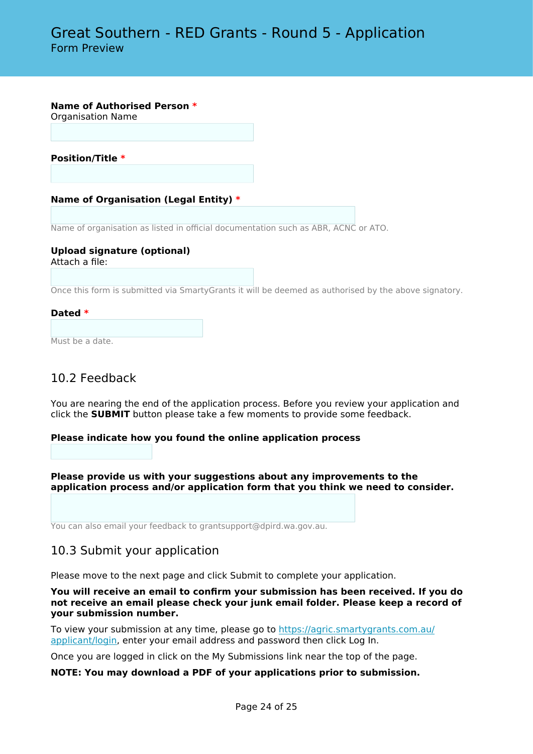**Name of Authorised Person** *
Organisation Name

**Position/Title** *

**Name of Organisation (Legal Entity)** *

Name of organisation as listed in official documentation such as ABR, ACNC or ATO.

**Upload signature (optional)**
Attach a file:

Once this form is submitted via SmartyGrants it will be deemed as authorised by the above signatory.

**Dated** *

Must be a date.

## 10.2 Feedback

You are nearing the end of the application process. Before you review your application and click the **SUBMIT** button please take a few moments to provide some feedback.

**Please indicate how you found the online application process**

**Please provide us with your suggestions about any improvements to the application process and/or application form that you think we need to consider.**

You can also email your feedback to grantsupport@dpird.wa.gov.au.

## 10.3 Submit your application

Please move to the next page and click Submit to complete your application.

**You will receive an email to confirm your submission has been received. If you do not receive an email please check your junk email folder. Please keep a record of your submission number.**

To view your submission at any time, please go to [https://agric.smartygrants.com.au/applicant/login](https://agric.smartygrants.com.au/applicant/login), enter your email address and password then click Log In.

Once you are logged in click on the My Submissions link near the top of the page.

**NOTE: You may download a PDF of your applications prior to submission.**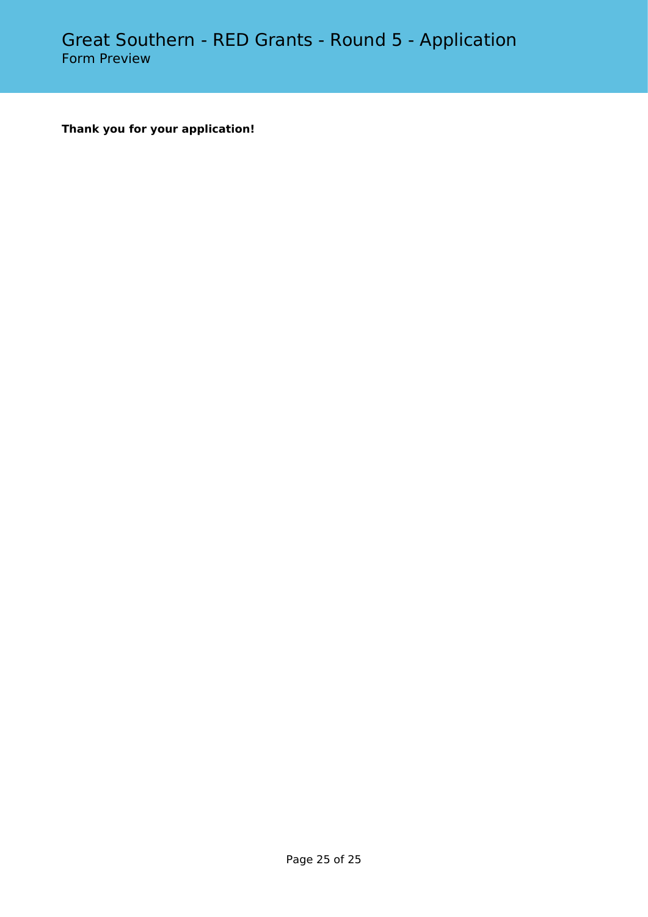**Thank you for your application!**